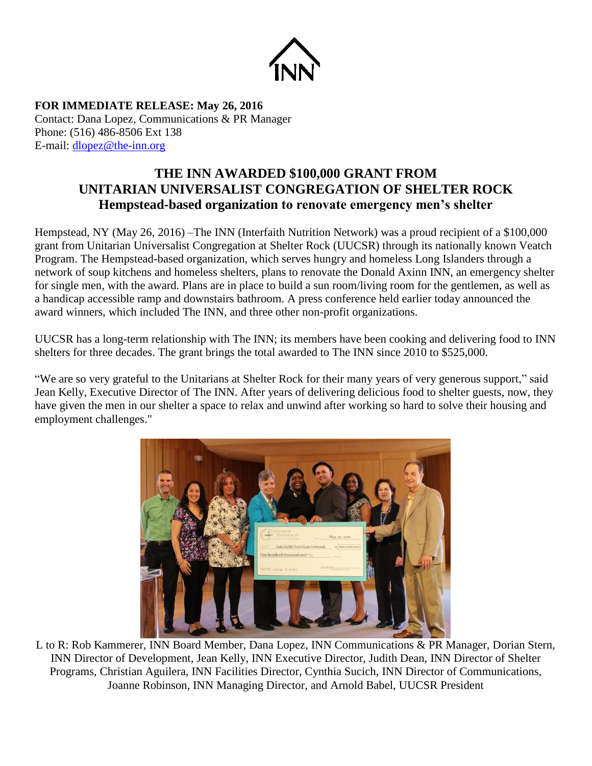INN

**FOR IMMEDIATE RELEASE: May 26, 2016**
Contact: Dana Lopez, Communications & PR Manager
Phone: (516) 486-8506 Ext 138
E-mail: dlopez@the-inn.org

# THE INN AWARDED $100,000 GRANT FROM UNITARIAN UNIVERSALIST CONGREGATION OF SHELTER ROCK

## Hempstead-based organization to renovate emergency men's shelter

Hempstead, NY (May 26, 2016) –The INN (Interfaith Nutrition Network) was a proud recipient of a $100,000 grant from Unitarian Universalist Congregation at Shelter Rock (UUCSR) through its nationally known Veatch Program. The Hempstead-based organization, which serves hungry and homeless Long Islanders through a network of soup kitchens and homeless shelters, plans to renovate the Donald Axinn INN, an emergency shelter for single men, with the award. Plans are in place to build a sun room/living room for the gentlemen, as well as a handicap accessible ramp and downstairs bathroom. A press conference held earlier today announced the award winners, which included The INN, and three other non-profit organizations.

UUCSR has a long-term relationship with The INN; its members have been cooking and delivering food to INN shelters for three decades. The grant brings the total awarded to The INN since 2010 to $525,000.

"We are so very grateful to the Unitarians at Shelter Rock for their many years of very generous support," said Jean Kelly, Executive Director of The INN. After years of delivering delicious food to shelter guests, now, they have given the men in our shelter a space to relax and unwind after working so hard to solve their housing and employment challenges."

L to R: Rob Kammerer, INN Board Member, Dana Lopez, INN Communications & PR Manager, Dorian Stern, INN Director of Development, Jean Kelly, INN Executive Director, Judith Dean, INN Director of Shelter Programs, Christian Aguilera, INN Facilities Director, Cynthia Sucich, INN Director of Communications, Joanne Robinson, INN Managing Director, and Arnold Babel, UUCSR President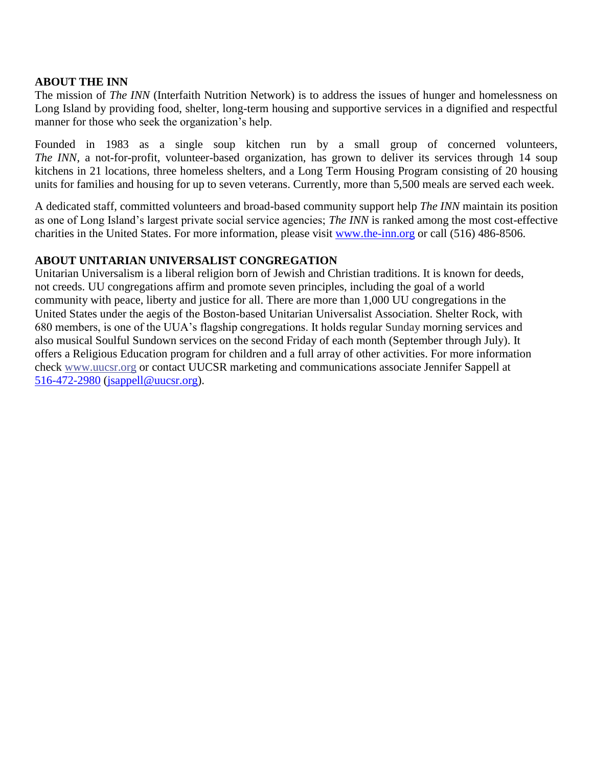**ABOUT THE INN**

The mission of *The INN* (Interfaith Nutrition Network) is to address the issues of hunger and homelessness on Long Island by providing food, shelter, long-term housing and supportive services in a dignified and respectful manner for those who seek the organization's help.

Founded in 1983 as a single soup kitchen run by a small group of concerned volunteers, *The INN*, a not-for-profit, volunteer-based organization, has grown to deliver its services through 14 soup kitchens in 21 locations, three homeless shelters, and a Long Term Housing Program consisting of 20 housing units for families and housing for up to seven veterans. Currently, more than 5,500 meals are served each week.

A dedicated staff, committed volunteers and broad-based community support help *The INN* maintain its position as one of Long Island's largest private social service agencies; *The INN* is ranked among the most cost-effective charities in the United States. For more information, please visit [www.the-inn.org](http://www.the-inn.org) or call (516) 486-8506.

**ABOUT UNITARIAN UNIVERSALIST CONGREGATION**

Unitarian Universalism is a liberal religion born of Jewish and Christian traditions. It is known for deeds, not creeds. UU congregations affirm and promote seven principles, including the goal of a world community with peace, liberty and justice for all. There are more than 1,000 UU congregations in the United States under the aegis of the Boston-based Unitarian Universalist Association. Shelter Rock, with 680 members, is one of the UUA's flagship congregations. It holds regular Sunday morning services and also musical Soulful Sundown services on the second Friday of each month (September through July). It offers a Religious Education program for children and a full array of other activities. For more information check [www.uucsr.org](http://www.uucsr.org) or contact UUCSR marketing and communications associate Jennifer Sappell at [516-472-2980](tel:516-472-2980) ([jsappell@uucsr.org](mailto:jsappell@uucsr.org)).